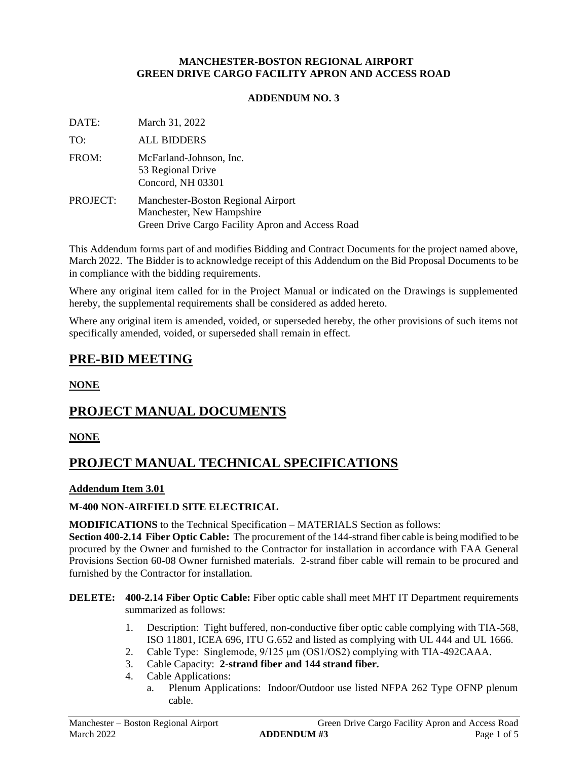**MANCHESTER-BOSTON REGIONAL AIRPORT**
**GREEN DRIVE CARGO FACILITY APRON AND ACCESS ROAD**

**ADDENDUM NO. 3**

DATE: March 31, 2022

TO: ALL BIDDERS

FROM: McFarland-Johnson, Inc.
53 Regional Drive
Concord, NH 03301

PROJECT: Manchester-Boston Regional Airport
Manchester, New Hampshire
Green Drive Cargo Facility Apron and Access Road

This Addendum forms part of and modifies Bidding and Contract Documents for the project named above, March 2022. The Bidder is to acknowledge receipt of this Addendum on the Bid Proposal Documents to be in compliance with the bidding requirements.

Where any original item called for in the Project Manual or indicated on the Drawings is supplemented hereby, the supplemental requirements shall be considered as added hereto.

Where any original item is amended, voided, or superseded hereby, the other provisions of such items not specifically amended, voided, or superseded shall remain in effect.

# PRE-BID MEETING

**NONE**

# PROJECT MANUAL DOCUMENTS

**NONE**

# PROJECT MANUAL TECHNICAL SPECIFICATIONS

**Addendum Item 3.01**

**M-400 NON-AIRFIELD SITE ELECTRICAL**

**MODIFICATIONS** to the Technical Specification – MATERIALS Section as follows:
**Section 400-2.14 Fiber Optic Cable:** The procurement of the 144-strand fiber cable is being modified to be procured by the Owner and furnished to the Contractor for installation in accordance with FAA General Provisions Section 60-08 Owner furnished materials. 2-strand fiber cable will remain to be procured and furnished by the Contractor for installation.

**DELETE:** **400-2.14 Fiber Optic Cable:** Fiber optic cable shall meet MHT IT Department requirements summarized as follows:

1. Description: Tight buffered, non-conductive fiber optic cable complying with TIA-568, ISO 11801, ICEA 696, ITU G.652 and listed as complying with UL 444 and UL 1666.
2. Cable Type: Singlemode, 9/125 μm (OS1/OS2) complying with TIA-492CAAA.
3. Cable Capacity: **2-strand fiber and 144 strand fiber.**
4. Cable Applications:
   a. Plenum Applications: Indoor/Outdoor use listed NFPA 262 Type OFNP plenum cable.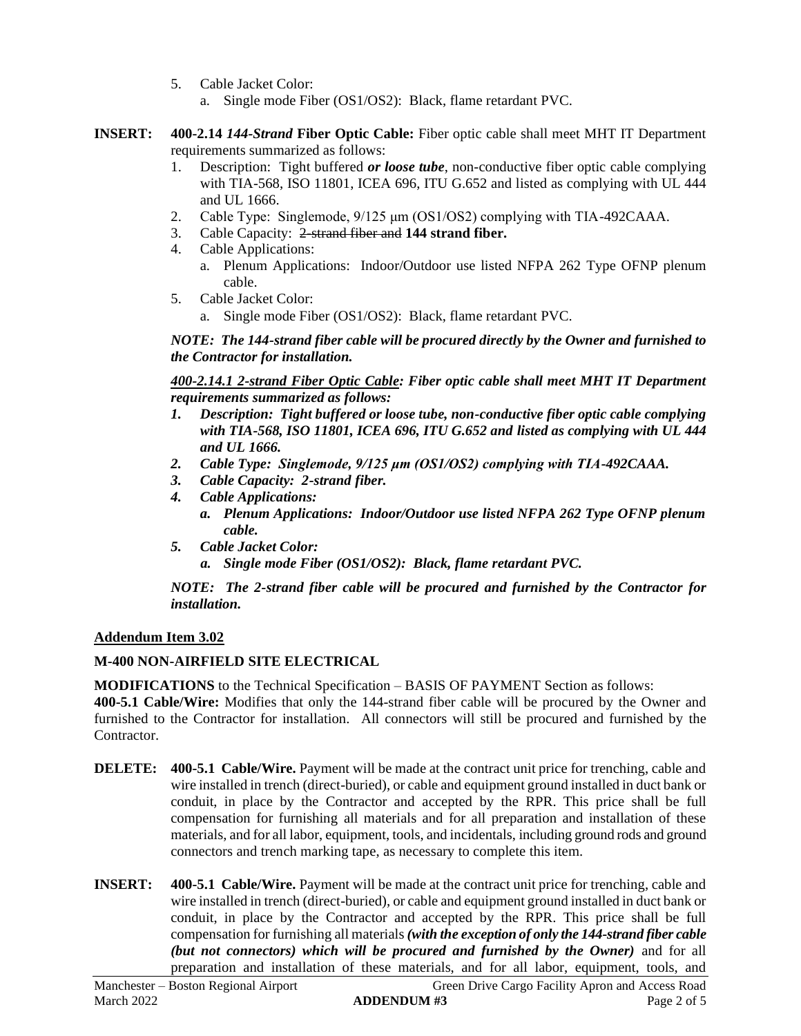5. Cable Jacket Color:
   a. Single mode Fiber (OS1/OS2): Black, flame retardant PVC.

**INSERT:** **400-2.14** ***144-Strand*** **Fiber Optic Cable:** Fiber optic cable shall meet MHT IT Department requirements summarized as follows:

1. Description: Tight buffered ***or loose tube***, non-conductive fiber optic cable complying with TIA-568, ISO 11801, ICEA 696, ITU G.652 and listed as complying with UL 444 and UL 1666.
2. Cable Type: Singlemode, 9/125 μm (OS1/OS2) complying with TIA-492CAAA.
3. Cable Capacity: ~~2-strand fiber and~~ **144 strand fiber.**
4. Cable Applications:
   a. Plenum Applications: Indoor/Outdoor use listed NFPA 262 Type OFNP plenum cable.
5. Cable Jacket Color:
   a. Single mode Fiber (OS1/OS2): Black, flame retardant PVC.

***NOTE: The 144-strand fiber cable will be procured directly by the Owner and furnished to the Contractor for installation.***

***<u>400-2.14.1 2-strand Fiber Optic Cable</u>: Fiber optic cable shall meet MHT IT Department requirements summarized as follows:***

1. ***Description: Tight buffered or loose tube, non-conductive fiber optic cable complying with TIA-568, ISO 11801, ICEA 696, ITU G.652 and listed as complying with UL 444 and UL 1666.***
2. ***Cable Type: Singlemode, 9/125 μm (OS1/OS2) complying with TIA-492CAAA.***
3. ***Cable Capacity: 2-strand fiber.***
4. ***Cable Applications:***
   a. ***Plenum Applications: Indoor/Outdoor use listed NFPA 262 Type OFNP plenum cable.***
5. ***Cable Jacket Color:***
   a. ***Single mode Fiber (OS1/OS2): Black, flame retardant PVC.***

***NOTE: The 2-strand fiber cable will be procured and furnished by the Contractor for installation.***

## <u>Addendum Item 3.02</u>

### M-400 NON-AIRFIELD SITE ELECTRICAL

**MODIFICATIONS** to the Technical Specification – BASIS OF PAYMENT Section as follows:
**400-5.1 Cable/Wire:** Modifies that only the 144-strand fiber cable will be procured by the Owner and furnished to the Contractor for installation. All connectors will still be procured and furnished by the Contractor.

**DELETE:** **400-5.1 Cable/Wire.** Payment will be made at the contract unit price for trenching, cable and wire installed in trench (direct-buried), or cable and equipment ground installed in duct bank or conduit, in place by the Contractor and accepted by the RPR. This price shall be full compensation for furnishing all materials and for all preparation and installation of these materials, and for all labor, equipment, tools, and incidentals, including ground rods and ground connectors and trench marking tape, as necessary to complete this item.

**INSERT:** **400-5.1 Cable/Wire.** Payment will be made at the contract unit price for trenching, cable and wire installed in trench (direct-buried), or cable and equipment ground installed in duct bank or conduit, in place by the Contractor and accepted by the RPR. This price shall be full compensation for furnishing all materials ***(with the exception of only the 144-strand fiber cable (but not connectors) which will be procured and furnished by the Owner)*** and for all preparation and installation of these materials, and for all labor, equipment, tools, and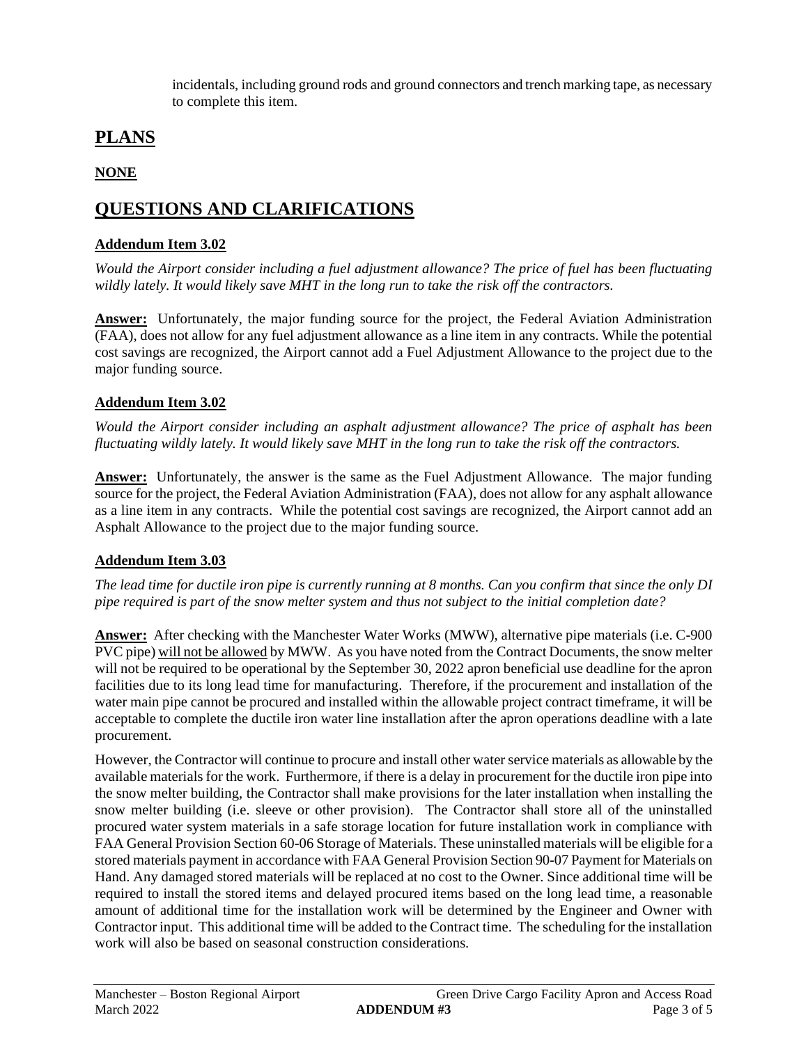incidentals, including ground rods and ground connectors and trench marking tape, as necessary to complete this item.

# PLANS

**NONE**

# QUESTIONS AND CLARIFICATIONS

**Addendum Item 3.02**

*Would the Airport consider including a fuel adjustment allowance? The price of fuel has been fluctuating wildly lately. It would likely save MHT in the long run to take the risk off the contractors.*

**Answer:** Unfortunately, the major funding source for the project, the Federal Aviation Administration (FAA), does not allow for any fuel adjustment allowance as a line item in any contracts. While the potential cost savings are recognized, the Airport cannot add a Fuel Adjustment Allowance to the project due to the major funding source.

**Addendum Item 3.02**

*Would the Airport consider including an asphalt adjustment allowance? The price of asphalt has been fluctuating wildly lately. It would likely save MHT in the long run to take the risk off the contractors.*

**Answer:** Unfortunately, the answer is the same as the Fuel Adjustment Allowance. The major funding source for the project, the Federal Aviation Administration (FAA), does not allow for any asphalt allowance as a line item in any contracts. While the potential cost savings are recognized, the Airport cannot add an Asphalt Allowance to the project due to the major funding source.

**Addendum Item 3.03**

*The lead time for ductile iron pipe is currently running at 8 months. Can you confirm that since the only DI pipe required is part of the snow melter system and thus not subject to the initial completion date?*

**Answer:** After checking with the Manchester Water Works (MWW), alternative pipe materials (i.e. C-900 PVC pipe) will not be allowed by MWW. As you have noted from the Contract Documents, the snow melter will not be required to be operational by the September 30, 2022 apron beneficial use deadline for the apron facilities due to its long lead time for manufacturing. Therefore, if the procurement and installation of the water main pipe cannot be procured and installed within the allowable project contract timeframe, it will be acceptable to complete the ductile iron water line installation after the apron operations deadline with a late procurement.

However, the Contractor will continue to procure and install other water service materials as allowable by the available materials for the work. Furthermore, if there is a delay in procurement for the ductile iron pipe into the snow melter building, the Contractor shall make provisions for the later installation when installing the snow melter building (i.e. sleeve or other provision). The Contractor shall store all of the uninstalled procured water system materials in a safe storage location for future installation work in compliance with FAA General Provision Section 60-06 Storage of Materials. These uninstalled materials will be eligible for a stored materials payment in accordance with FAA General Provision Section 90-07 Payment for Materials on Hand. Any damaged stored materials will be replaced at no cost to the Owner. Since additional time will be required to install the stored items and delayed procured items based on the long lead time, a reasonable amount of additional time for the installation work will be determined by the Engineer and Owner with Contractor input. This additional time will be added to the Contract time. The scheduling for the installation work will also be based on seasonal construction considerations.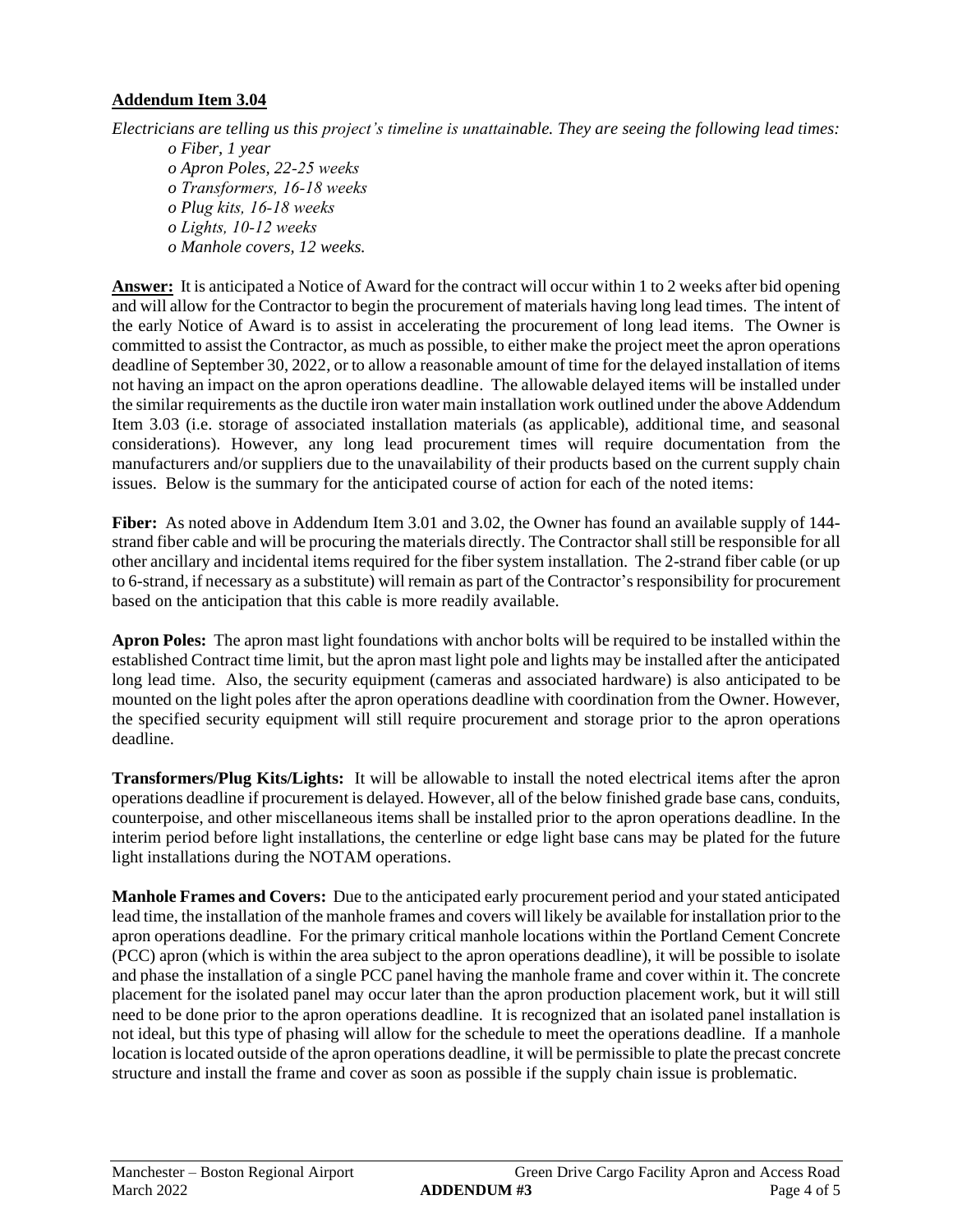**Addendum Item 3.04**

*Electricians are telling us this project's timeline is unattainable. They are seeing the following lead times:*

- *o Fiber, 1 year*
- *o Apron Poles, 22-25 weeks*
- *o Transformers, 16-18 weeks*
- *o Plug kits, 16-18 weeks*
- *o Lights, 10-12 weeks*
- *o Manhole covers, 12 weeks.*

**Answer:** It is anticipated a Notice of Award for the contract will occur within 1 to 2 weeks after bid opening and will allow for the Contractor to begin the procurement of materials having long lead times. The intent of the early Notice of Award is to assist in accelerating the procurement of long lead items. The Owner is committed to assist the Contractor, as much as possible, to either make the project meet the apron operations deadline of September 30, 2022, or to allow a reasonable amount of time for the delayed installation of items not having an impact on the apron operations deadline. The allowable delayed items will be installed under the similar requirements as the ductile iron water main installation work outlined under the above Addendum Item 3.03 (i.e. storage of associated installation materials (as applicable), additional time, and seasonal considerations). However, any long lead procurement times will require documentation from the manufacturers and/or suppliers due to the unavailability of their products based on the current supply chain issues. Below is the summary for the anticipated course of action for each of the noted items:

**Fiber:** As noted above in Addendum Item 3.01 and 3.02, the Owner has found an available supply of 144-strand fiber cable and will be procuring the materials directly. The Contractor shall still be responsible for all other ancillary and incidental items required for the fiber system installation. The 2-strand fiber cable (or up to 6-strand, if necessary as a substitute) will remain as part of the Contractor's responsibility for procurement based on the anticipation that this cable is more readily available.

**Apron Poles:** The apron mast light foundations with anchor bolts will be required to be installed within the established Contract time limit, but the apron mast light pole and lights may be installed after the anticipated long lead time. Also, the security equipment (cameras and associated hardware) is also anticipated to be mounted on the light poles after the apron operations deadline with coordination from the Owner. However, the specified security equipment will still require procurement and storage prior to the apron operations deadline.

**Transformers/Plug Kits/Lights:** It will be allowable to install the noted electrical items after the apron operations deadline if procurement is delayed. However, all of the below finished grade base cans, conduits, counterpoise, and other miscellaneous items shall be installed prior to the apron operations deadline. In the interim period before light installations, the centerline or edge light base cans may be plated for the future light installations during the NOTAM operations.

**Manhole Frames and Covers:** Due to the anticipated early procurement period and your stated anticipated lead time, the installation of the manhole frames and covers will likely be available for installation prior to the apron operations deadline. For the primary critical manhole locations within the Portland Cement Concrete (PCC) apron (which is within the area subject to the apron operations deadline), it will be possible to isolate and phase the installation of a single PCC panel having the manhole frame and cover within it. The concrete placement for the isolated panel may occur later than the apron production placement work, but it will still need to be done prior to the apron operations deadline. It is recognized that an isolated panel installation is not ideal, but this type of phasing will allow for the schedule to meet the operations deadline. If a manhole location is located outside of the apron operations deadline, it will be permissible to plate the precast concrete structure and install the frame and cover as soon as possible if the supply chain issue is problematic.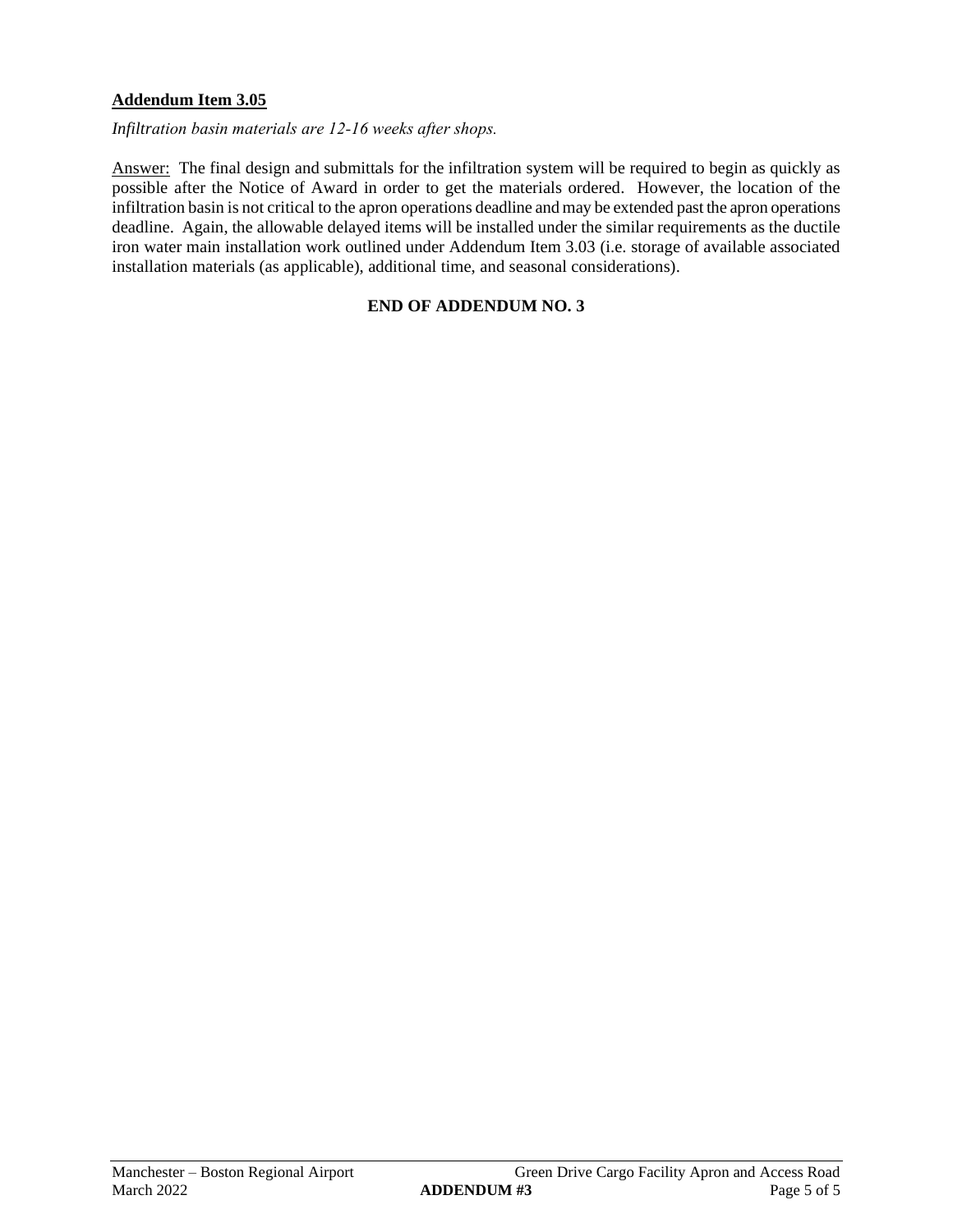**Addendum Item 3.05**

*Infiltration basin materials are 12-16 weeks after shops.*

Answer: The final design and submittals for the infiltration system will be required to begin as quickly as possible after the Notice of Award in order to get the materials ordered. However, the location of the infiltration basin is not critical to the apron operations deadline and may be extended past the apron operations deadline. Again, the allowable delayed items will be installed under the similar requirements as the ductile iron water main installation work outlined under Addendum Item 3.03 (i.e. storage of available associated installation materials (as applicable), additional time, and seasonal considerations).

**END OF ADDENDUM NO. 3**